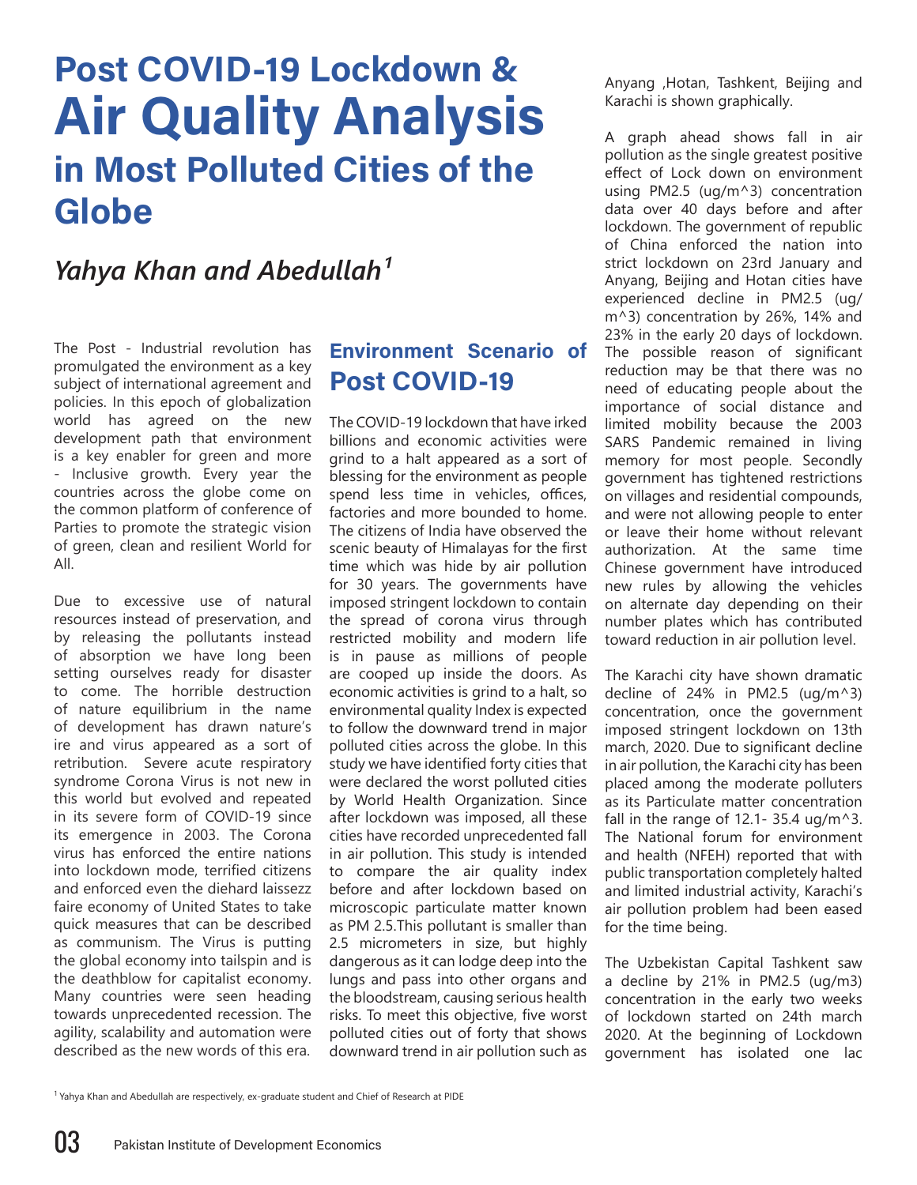# Post COVID-19 Lockdown & Air Quality Analysis in Most Polluted Cities of the Globe

*Yahya Khan and Abedullah*[1]

The Post - Industrial revolution has promulgated the environment as a key subject of international agreement and policies. In this epoch of globalization world has agreed on the new development path that environment is a key enabler for green and more - Inclusive growth. Every year the countries across the globe come on the common platform of conference of Parties to promote the strategic vision of green, clean and resilient World for All.

Due to excessive use of natural resources instead of preservation, and by releasing the pollutants instead of absorption we have long been setting ourselves ready for disaster to come. The horrible destruction of nature equilibrium in the name of development has drawn nature's ire and virus appeared as a sort of retribution. Severe acute respiratory syndrome Corona Virus is not new in this world but evolved and repeated in its severe form of COVID-19 since its emergence in 2003. The Corona virus has enforced the entire nations into lockdown mode, terrified citizens and enforced even the diehard laissezz faire economy of United States to take quick measures that can be described as communism. The Virus is putting the global economy into tailspin and is the deathblow for capitalist economy. Many countries were seen heading towards unprecedented recession. The agility, scalability and automation were described as the new words of this era.

## Environment Scenario of Post COVID-19

The COVID-19 lockdown that have irked billions and economic activities were grind to a halt appeared as a sort of blessing for the environment as people spend less time in vehicles, offices, factories and more bounded to home. The citizens of India have observed the scenic beauty of Himalayas for the first time which was hide by air pollution for 30 years. The governments have imposed stringent lockdown to contain the spread of corona virus through restricted mobility and modern life is in pause as millions of people are cooped up inside the doors. As economic activities is grind to a halt, so environmental quality Index is expected to follow the downward trend in major polluted cities across the globe. In this study we have identified forty cities that were declared the worst polluted cities by World Health Organization. Since after lockdown was imposed, all these cities have recorded unprecedented fall in air pollution. This study is intended to compare the air quality index before and after lockdown based on microscopic particulate matter known as PM 2.5.This pollutant is smaller than 2.5 micrometers in size, but highly dangerous as it can lodge deep into the lungs and pass into other organs and the bloodstream, causing serious health risks. To meet this objective, five worst polluted cities out of forty that shows downward trend in air pollution such as Anyang ,Hotan, Tashkent, Beijing and Karachi is shown graphically.

A graph ahead shows fall in air pollution as the single greatest positive effect of Lock down on environment using PM2.5 (ug/m^3) concentration data over 40 days before and after lockdown. The government of republic of China enforced the nation into strict lockdown on 23rd January and Anyang, Beijing and Hotan cities have experienced decline in PM2.5 (ug/m^3) concentration by 26%, 14% and 23% in the early 20 days of lockdown. The possible reason of significant reduction may be that there was no need of educating people about the importance of social distance and limited mobility because the 2003 SARS Pandemic remained in living memory for most people. Secondly government has tightened restrictions on villages and residential compounds, and were not allowing people to enter or leave their home without relevant authorization. At the same time Chinese government have introduced new rules by allowing the vehicles on alternate day depending on their number plates which has contributed toward reduction in air pollution level.

The Karachi city have shown dramatic decline of 24% in PM2.5 (ug/m^3) concentration, once the government imposed stringent lockdown on 13th march, 2020. Due to significant decline in air pollution, the Karachi city has been placed among the moderate polluters as its Particulate matter concentration fall in the range of 12.1- 35.4 ug/m^3. The National forum for environment and health (NFEH) reported that with public transportation completely halted and limited industrial activity, Karachi's air pollution problem had been eased for the time being.

The Uzbekistan Capital Tashkent saw a decline by 21% in PM2.5 (ug/m3) concentration in the early two weeks of lockdown started on 24th march 2020. At the beginning of Lockdown government has isolated one lac

[1] Yahya Khan and Abedullah are respectively, ex-graduate student and Chief of Research at PIDE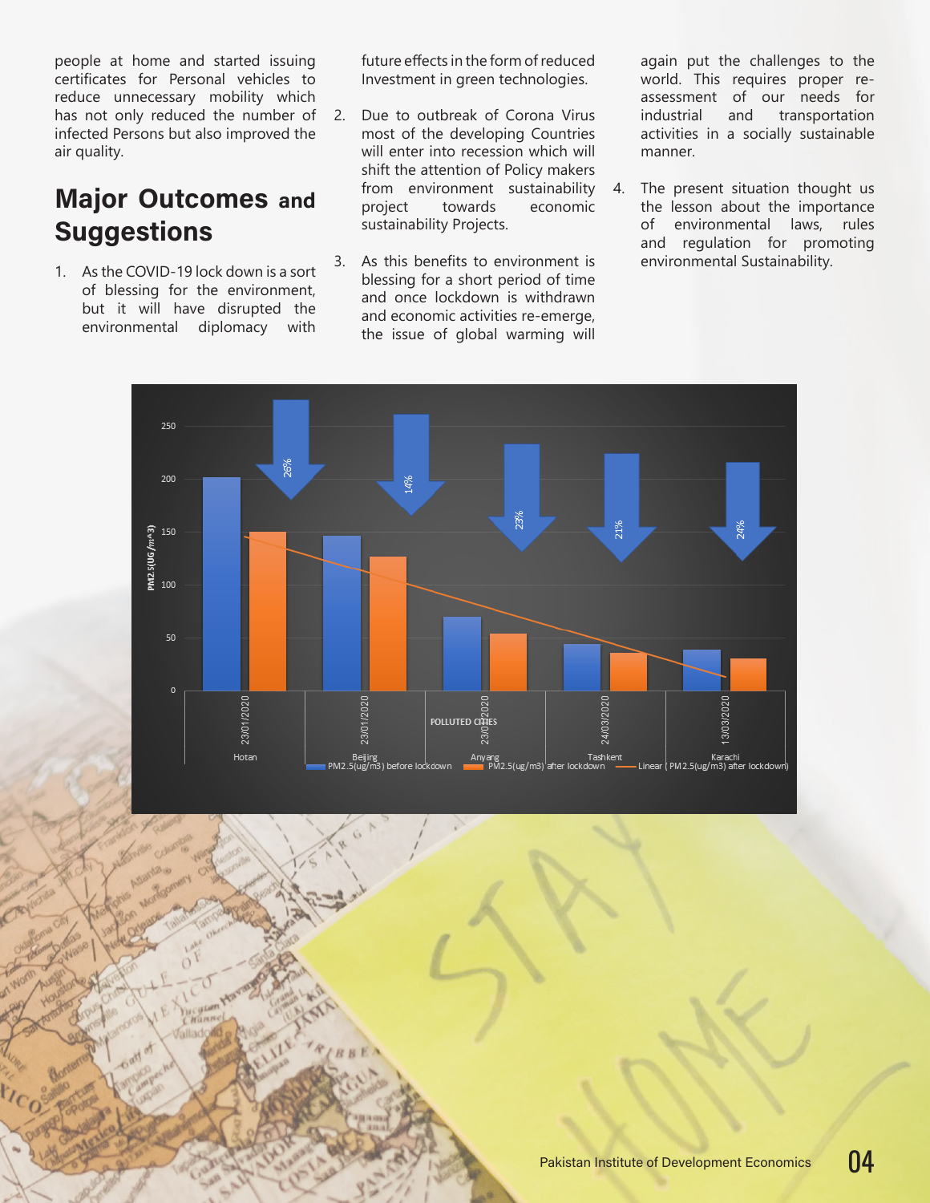people at home and started issuing certificates for Personal vehicles to reduce unnecessary mobility which has not only reduced the number of infected Persons but also improved the air quality.

## Major Outcomes and Suggestions

1. As the COVID-19 lock down is a sort of blessing for the environment, but it will have disrupted the environmental diplomacy with future effects in the form of reduced Investment in green technologies.

2. Due to outbreak of Corona Virus most of the developing Countries will enter into recession which will shift the attention of Policy makers from environment sustainability project towards economic sustainability Projects.

3. As this benefits to environment is blessing for a short period of time and once lockdown is withdrawn and economic activities re-emerge, the issue of global warming will again put the challenges to the world. This requires proper re-assessment of our needs for industrial and transportation activities in a socially sustainable manner.

4. The present situation thought us the lesson about the importance of environmental laws, rules and regulation for promoting environmental Sustainability.

PM2.5(UG/$m^3$)

250
200
150
100
50
0

26%
14%
23%
21%
24%

23/01/2020 Hotan
23/01/2020 Beijing
23/01/2020 Anyang
24/03/2020 Tashkent
13/03/2020 Karachi

POLLUTED CITIES

PM2.5(ug/m3) before lockdown
PM2.5(ug/m3) after lockdown
Linear ( PM2.5(ug/m3) after lockdown)

Pakistan Institute of Development Economics